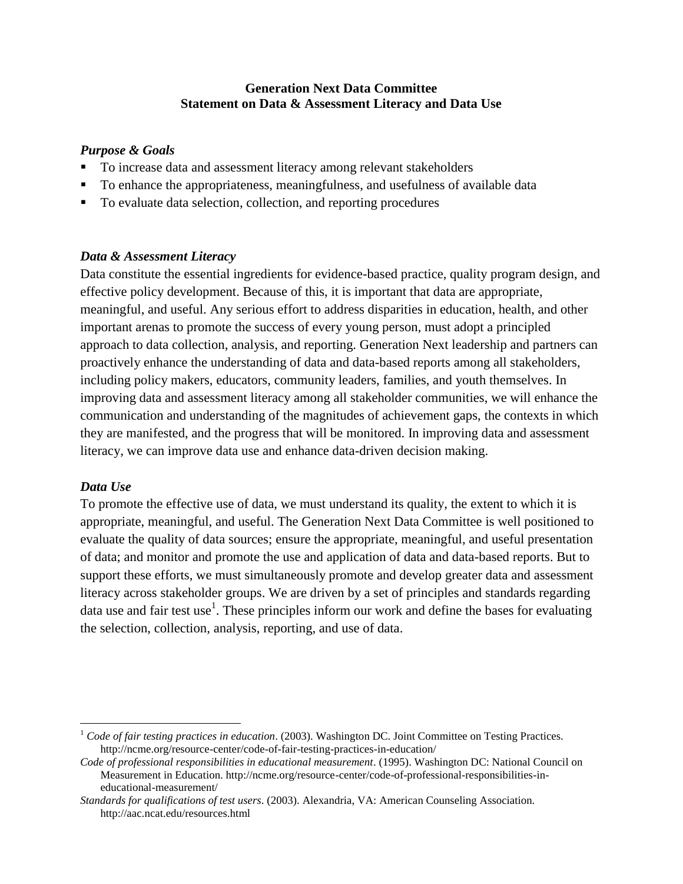# Generation Next Data Committee
# Statement on Data & Assessment Literacy and Data Use

### *Purpose & Goals*

- To increase data and assessment literacy among relevant stakeholders
- To enhance the appropriateness, meaningfulness, and usefulness of available data
- To evaluate data selection, collection, and reporting procedures

### *Data & Assessment Literacy*

Data constitute the essential ingredients for evidence-based practice, quality program design, and effective policy development. Because of this, it is important that data are appropriate, meaningful, and useful. Any serious effort to address disparities in education, health, and other important arenas to promote the success of every young person, must adopt a principled approach to data collection, analysis, and reporting. Generation Next leadership and partners can proactively enhance the understanding of data and data-based reports among all stakeholders, including policy makers, educators, community leaders, families, and youth themselves. In improving data and assessment literacy among all stakeholder communities, we will enhance the communication and understanding of the magnitudes of achievement gaps, the contexts in which they are manifested, and the progress that will be monitored. In improving data and assessment literacy, we can improve data use and enhance data-driven decision making.

### *Data Use*

To promote the effective use of data, we must understand its quality, the extent to which it is appropriate, meaningful, and useful. The Generation Next Data Committee is well positioned to evaluate the quality of data sources; ensure the appropriate, meaningful, and useful presentation of data; and monitor and promote the use and application of data and data-based reports. But to support these efforts, we must simultaneously promote and develop greater data and assessment literacy across stakeholder groups. We are driven by a set of principles and standards regarding data use and fair test use[1]. These principles inform our work and define the bases for evaluating the selection, collection, analysis, reporting, and use of data.

---

[1] *Code of fair testing practices in education*. (2003). Washington DC. Joint Committee on Testing Practices. http://ncme.org/resource-center/code-of-fair-testing-practices-in-education/

*Code of professional responsibilities in educational measurement*. (1995). Washington DC: National Council on Measurement in Education. http://ncme.org/resource-center/code-of-professional-responsibilities-in-educational-measurement/

*Standards for qualifications of test users*. (2003). Alexandria, VA: American Counseling Association. http://aac.ncat.edu/resources.html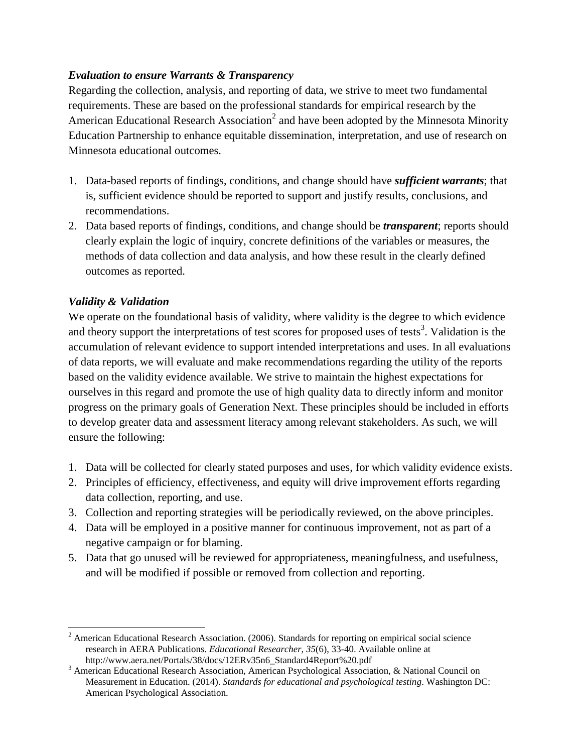***Evaluation to ensure Warrants & Transparency***

Regarding the collection, analysis, and reporting of data, we strive to meet two fundamental requirements. These are based on the professional standards for empirical research by the American Educational Research Association[2] and have been adopted by the Minnesota Minority Education Partnership to enhance equitable dissemination, interpretation, and use of research on Minnesota educational outcomes.

1. Data-based reports of findings, conditions, and change should have ***sufficient warrants***; that is, sufficient evidence should be reported to support and justify results, conclusions, and recommendations.
2. Data based reports of findings, conditions, and change should be ***transparent***; reports should clearly explain the logic of inquiry, concrete definitions of the variables or measures, the methods of data collection and data analysis, and how these result in the clearly defined outcomes as reported.

***Validity & Validation***

We operate on the foundational basis of validity, where validity is the degree to which evidence and theory support the interpretations of test scores for proposed uses of tests[3]. Validation is the accumulation of relevant evidence to support intended interpretations and uses. In all evaluations of data reports, we will evaluate and make recommendations regarding the utility of the reports based on the validity evidence available. We strive to maintain the highest expectations for ourselves in this regard and promote the use of high quality data to directly inform and monitor progress on the primary goals of Generation Next. These principles should be included in efforts to develop greater data and assessment literacy among relevant stakeholders. As such, we will ensure the following:

1. Data will be collected for clearly stated purposes and uses, for which validity evidence exists.
2. Principles of efficiency, effectiveness, and equity will drive improvement efforts regarding data collection, reporting, and use.
3. Collection and reporting strategies will be periodically reviewed, on the above principles.
4. Data will be employed in a positive manner for continuous improvement, not as part of a negative campaign or for blaming.
5. Data that go unused will be reviewed for appropriateness, meaningfulness, and usefulness, and will be modified if possible or removed from collection and reporting.

---

[2] American Educational Research Association. (2006). Standards for reporting on empirical social science research in AERA Publications. *Educational Researcher, 35*(6), 33-40. Available online at http://www.aera.net/Portals/38/docs/12ERv35n6_Standard4Report%20.pdf

[3] American Educational Research Association, American Psychological Association, & National Council on Measurement in Education. (2014). *Standards for educational and psychological testing*. Washington DC: American Psychological Association.